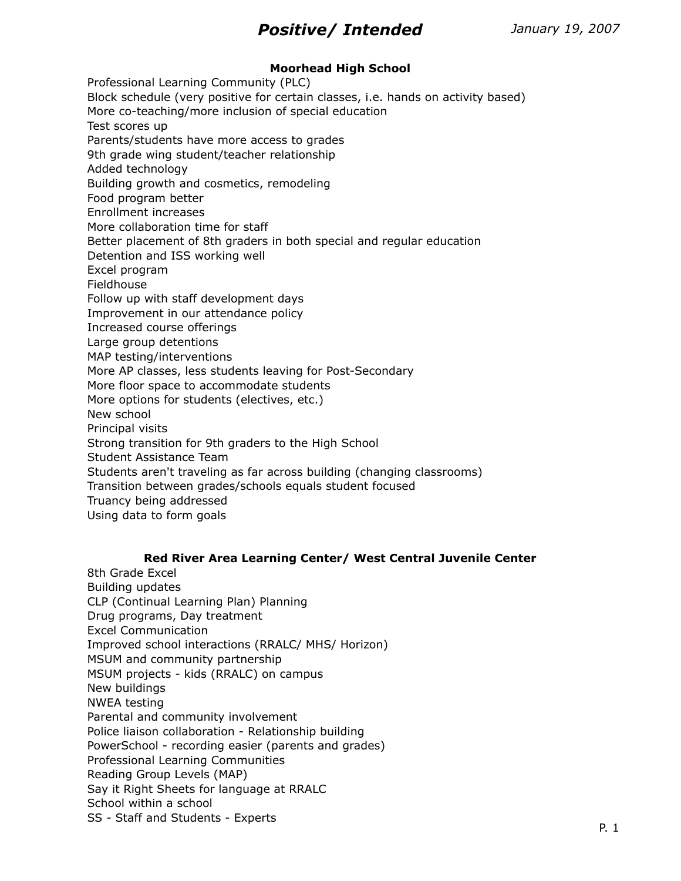# *Positive/ Intended*

*January 19, 2007*

### Moorhead High School

Professional Learning Community (PLC)
Block schedule (very positive for certain classes, i.e. hands on activity based)
More co-teaching/more inclusion of special education
Test scores up
Parents/students have more access to grades
9th grade wing student/teacher relationship
Added technology
Building growth and cosmetics, remodeling
Food program better
Enrollment increases
More collaboration time for staff
Better placement of 8th graders in both special and regular education
Detention and ISS working well
Excel program
Fieldhouse
Follow up with staff development days
Improvement in our attendance policy
Increased course offerings
Large group detentions
MAP testing/interventions
More AP classes, less students leaving for Post-Secondary
More floor space to accommodate students
More options for students (electives, etc.)
New school
Principal visits
Strong transition for 9th graders to the High School
Student Assistance Team
Students aren't traveling as far across building (changing classrooms)
Transition between grades/schools equals student focused
Truancy being addressed
Using data to form goals

### Red River Area Learning Center/ West Central Juvenile Center

8th Grade Excel
Building updates
CLP (Continual Learning Plan) Planning
Drug programs, Day treatment
Excel Communication
Improved school interactions (RRALC/ MHS/ Horizon)
MSUM and community partnership
MSUM projects - kids (RRALC) on campus
New buildings
NWEA testing
Parental and community involvement
Police liaison collaboration - Relationship building
PowerSchool - recording easier (parents and grades)
Professional Learning Communities
Reading Group Levels (MAP)
Say it Right Sheets for language at RRALC
School within a school
SS - Staff and Students - Experts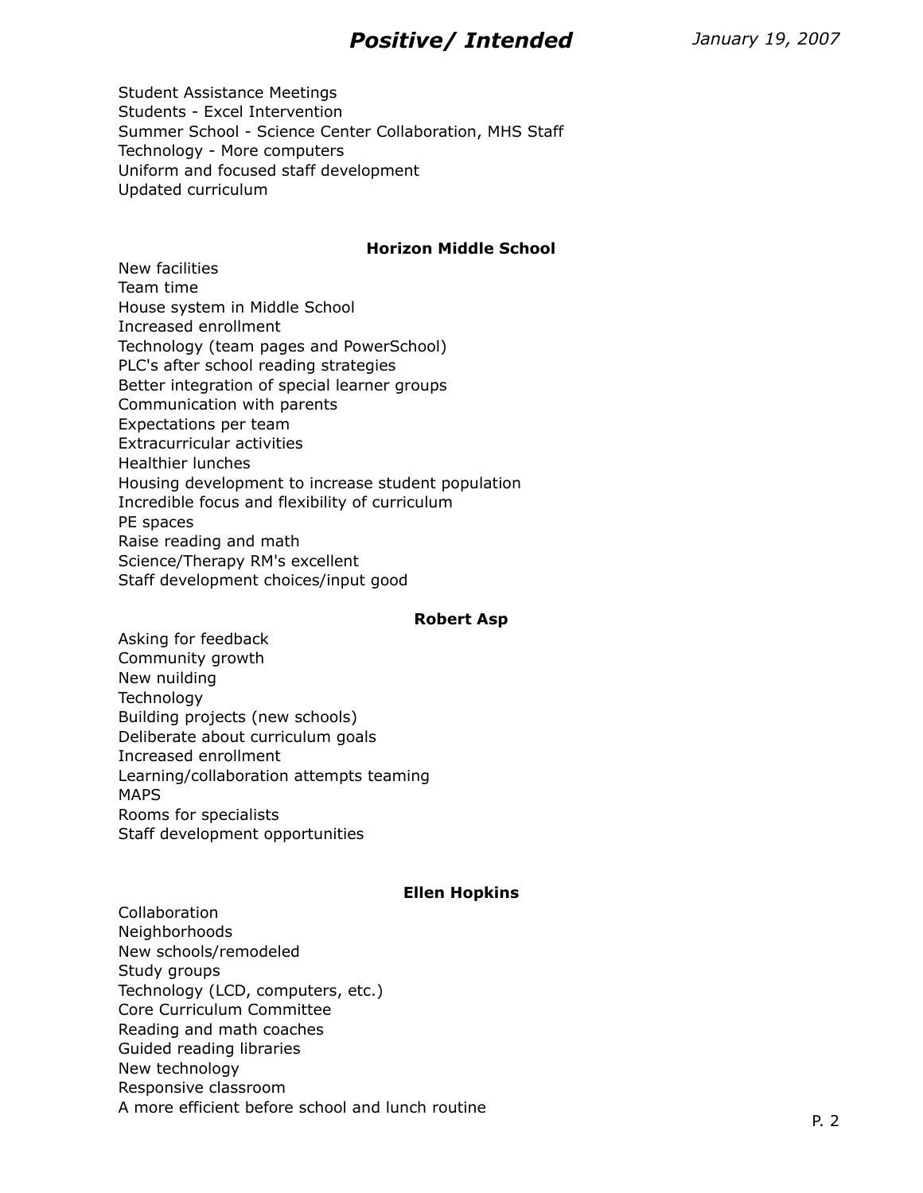Student Assistance Meetings
Students - Excel Intervention
Summer School - Science Center Collaboration, MHS Staff
Technology - More computers
Uniform and focused staff development
Updated curriculum

**Horizon Middle School**

New facilities
Team time
House system in Middle School
Increased enrollment
Technology (team pages and PowerSchool)
PLC's after school reading strategies
Better integration of special learner groups
Communication with parents
Expectations per team
Extracurricular activities
Healthier lunches
Housing development to increase student population
Incredible focus and flexibility of curriculum
PE spaces
Raise reading and math
Science/Therapy RM's excellent
Staff development choices/input good

**Robert Asp**

Asking for feedback
Community growth
New nuilding
Technology
Building projects (new schools)
Deliberate about curriculum goals
Increased enrollment
Learning/collaboration attempts teaming
MAPS
Rooms for specialists
Staff development opportunities

**Ellen Hopkins**

Collaboration
Neighborhoods
New schools/remodeled
Study groups
Technology (LCD, computers, etc.)
Core Curriculum Committee
Reading and math coaches
Guided reading libraries
New technology
Responsive classroom
A more efficient before school and lunch routine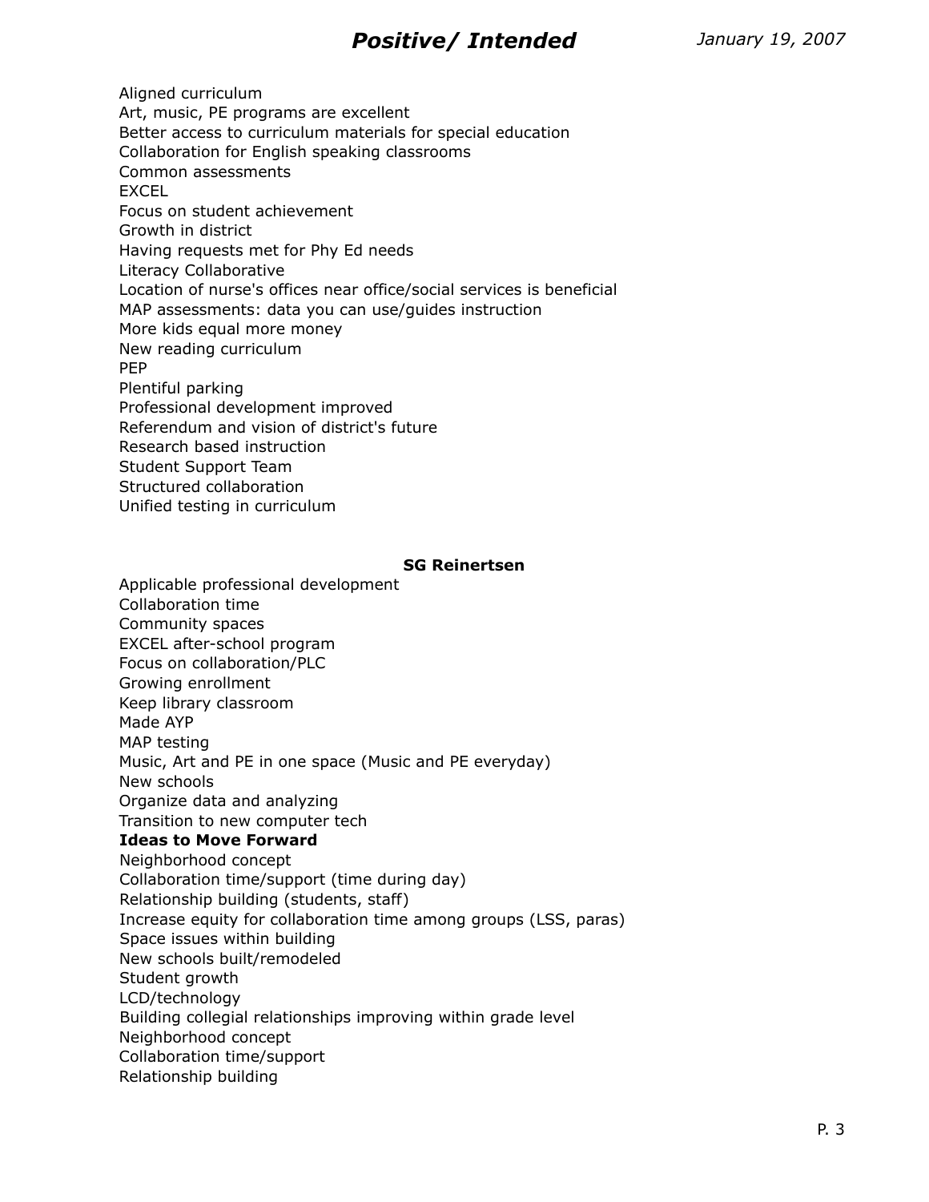Aligned curriculum
Art, music, PE programs are excellent
Better access to curriculum materials for special education
Collaboration for English speaking classrooms
Common assessments
EXCEL
Focus on student achievement
Growth in district
Having requests met for Phy Ed needs
Literacy Collaborative
Location of nurse's offices near office/social services is beneficial
MAP assessments: data you can use/guides instruction
More kids equal more money
New reading curriculum
PEP
Plentiful parking
Professional development improved
Referendum and vision of district's future
Research based instruction
Student Support Team
Structured collaboration
Unified testing in curriculum

**SG Reinertsen**

Applicable professional development
Collaboration time
Community spaces
EXCEL after-school program
Focus on collaboration/PLC
Growing enrollment
Keep library classroom
Made AYP
MAP testing
Music, Art and PE in one space (Music and PE everyday)
New schools
Organize data and analyzing
Transition to new computer tech

**Ideas to Move Forward**

Neighborhood concept
Collaboration time/support (time during day)
Relationship building (students, staff)
Increase equity for collaboration time among groups (LSS, paras)
Space issues within building
New schools built/remodeled
Student growth
LCD/technology
Building collegial relationships improving within grade level
Neighborhood concept
Collaboration time/support
Relationship building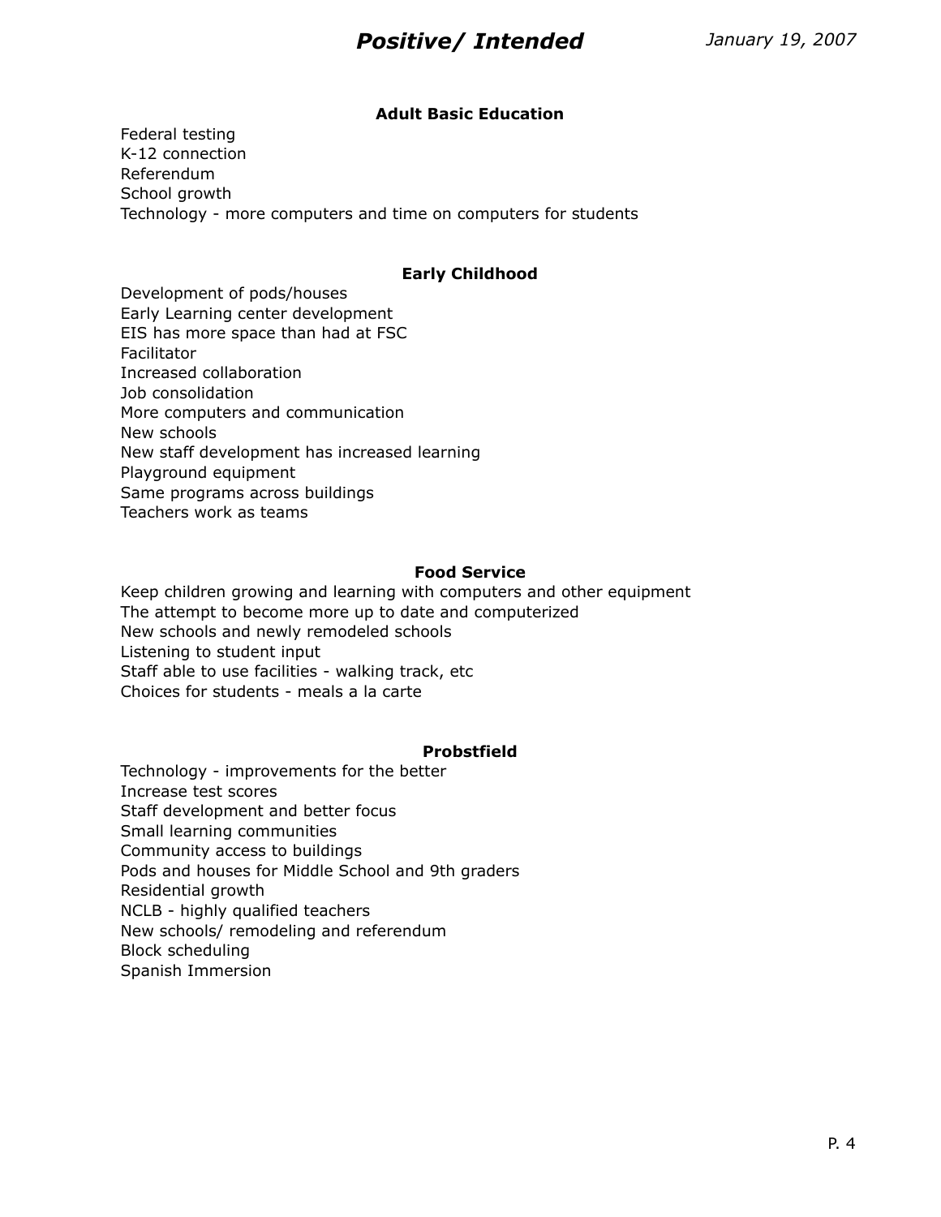# Positive/ Intended

January 19, 2007

### Adult Basic Education

Federal testing
K-12 connection
Referendum
School growth
Technology - more computers and time on computers for students

### Early Childhood

Development of pods/houses
Early Learning center development
EIS has more space than had at FSC
Facilitator
Increased collaboration
Job consolidation
More computers and communication
New schools
New staff development has increased learning
Playground equipment
Same programs across buildings
Teachers work as teams

### Food Service

Keep children growing and learning with computers and other equipment
The attempt to become more up to date and computerized
New schools and newly remodeled schools
Listening to student input
Staff able to use facilities - walking track, etc
Choices for students - meals a la carte

### Probstfield

Technology - improvements for the better
Increase test scores
Staff development and better focus
Small learning communities
Community access to buildings
Pods and houses for Middle School and 9th graders
Residential growth
NCLB - highly qualified teachers
New schools/ remodeling and referendum
Block scheduling
Spanish Immersion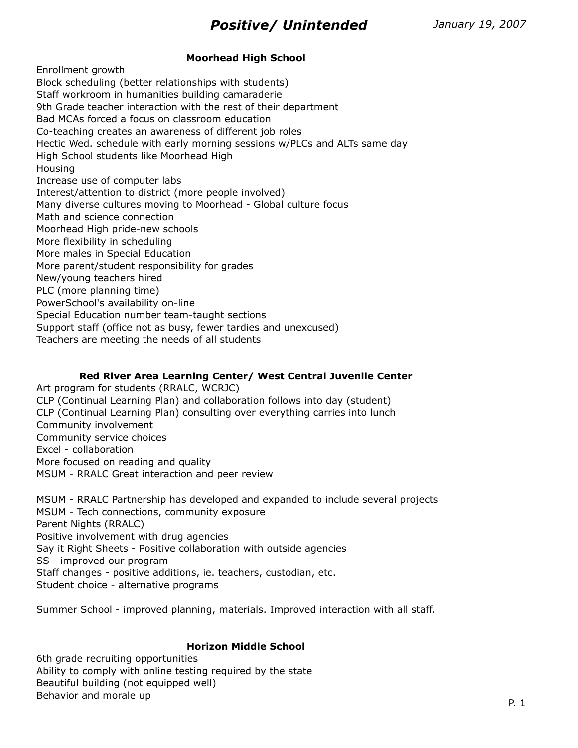# *Positive/ Unintended*

*January 19, 2007*

### Moorhead High School

Enrollment growth
Block scheduling (better relationships with students)
Staff workroom in humanities building camaraderie
9th Grade teacher interaction with the rest of their department
Bad MCAs forced a focus on classroom education
Co-teaching creates an awareness of different job roles
Hectic Wed. schedule with early morning sessions w/PLCs and ALTs same day
High School students like Moorhead High
Housing
Increase use of computer labs
Interest/attention to district (more people involved)
Many diverse cultures moving to Moorhead - Global culture focus
Math and science connection
Moorhead High pride-new schools
More flexibility in scheduling
More males in Special Education
More parent/student responsibility for grades
New/young teachers hired
PLC (more planning time)
PowerSchool's availability on-line
Special Education number team-taught sections
Support staff (office not as busy, fewer tardies and unexcused)
Teachers are meeting the needs of all students

### Red River Area Learning Center/ West Central Juvenile Center

Art program for students (RRALC, WCRJC)
CLP (Continual Learning Plan) and collaboration follows into day (student)
CLP (Continual Learning Plan) consulting over everything carries into lunch
Community involvement
Community service choices
Excel - collaboration
More focused on reading and quality
MSUM - RRALC Great interaction and peer review

MSUM - RRALC Partnership has developed and expanded to include several projects
MSUM - Tech connections, community exposure
Parent Nights (RRALC)
Positive involvement with drug agencies
Say it Right Sheets - Positive collaboration with outside agencies
SS - improved our program
Staff changes - positive additions, ie. teachers, custodian, etc.
Student choice - alternative programs

Summer School - improved planning, materials. Improved interaction with all staff.

### Horizon Middle School

6th grade recruiting opportunities
Ability to comply with online testing required by the state
Beautiful building (not equipped well)
Behavior and morale up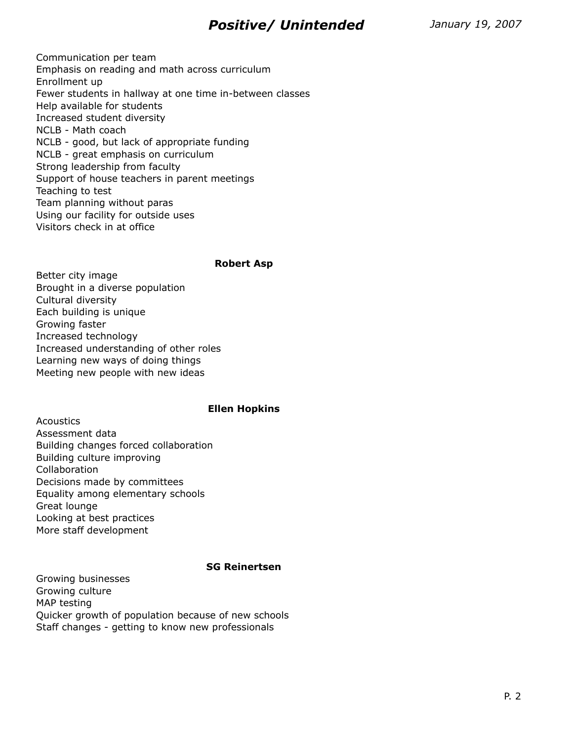## *Positive/ Unintended*

*January 19, 2007*

Communication per team
Emphasis on reading and math across curriculum
Enrollment up
Fewer students in hallway at one time in-between classes
Help available for students
Increased student diversity
NCLB - Math coach
NCLB - good, but lack of appropriate funding
NCLB - great emphasis on curriculum
Strong leadership from faculty
Support of house teachers in parent meetings
Teaching to test
Team planning without paras
Using our facility for outside uses
Visitors check in at office

**Robert Asp**

Better city image
Brought in a diverse population
Cultural diversity
Each building is unique
Growing faster
Increased technology
Increased understanding of other roles
Learning new ways of doing things
Meeting new people with new ideas

**Ellen Hopkins**

Acoustics
Assessment data
Building changes forced collaboration
Building culture improving
Collaboration
Decisions made by committees
Equality among elementary schools
Great lounge
Looking at best practices
More staff development

**SG Reinertsen**

Growing businesses
Growing culture
MAP testing
Quicker growth of population because of new schools
Staff changes - getting to know new professionals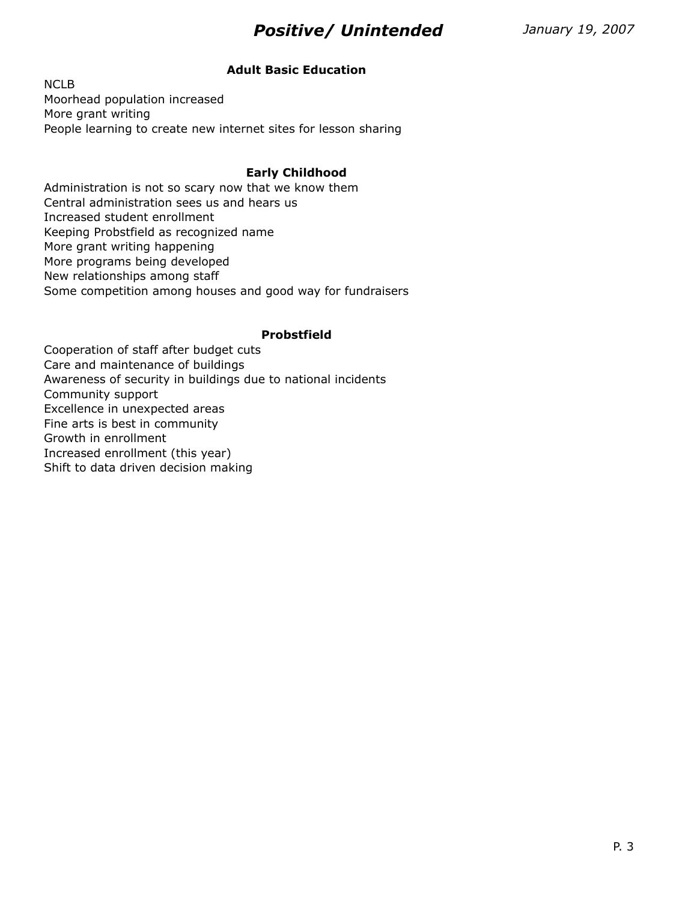# *Positive/ Unintended*

*January 19, 2007*

### Adult Basic Education

NCLB
Moorhead population increased
More grant writing
People learning to create new internet sites for lesson sharing

### Early Childhood

Administration is not so scary now that we know them
Central administration sees us and hears us
Increased student enrollment
Keeping Probstfield as recognized name
More grant writing happening
More programs being developed
New relationships among staff
Some competition among houses and good way for fundraisers

### Probstfield

Cooperation of staff after budget cuts
Care and maintenance of buildings
Awareness of security in buildings due to national incidents
Community support
Excellence in unexpected areas
Fine arts is best in community
Growth in enrollment
Increased enrollment (this year)
Shift to data driven decision making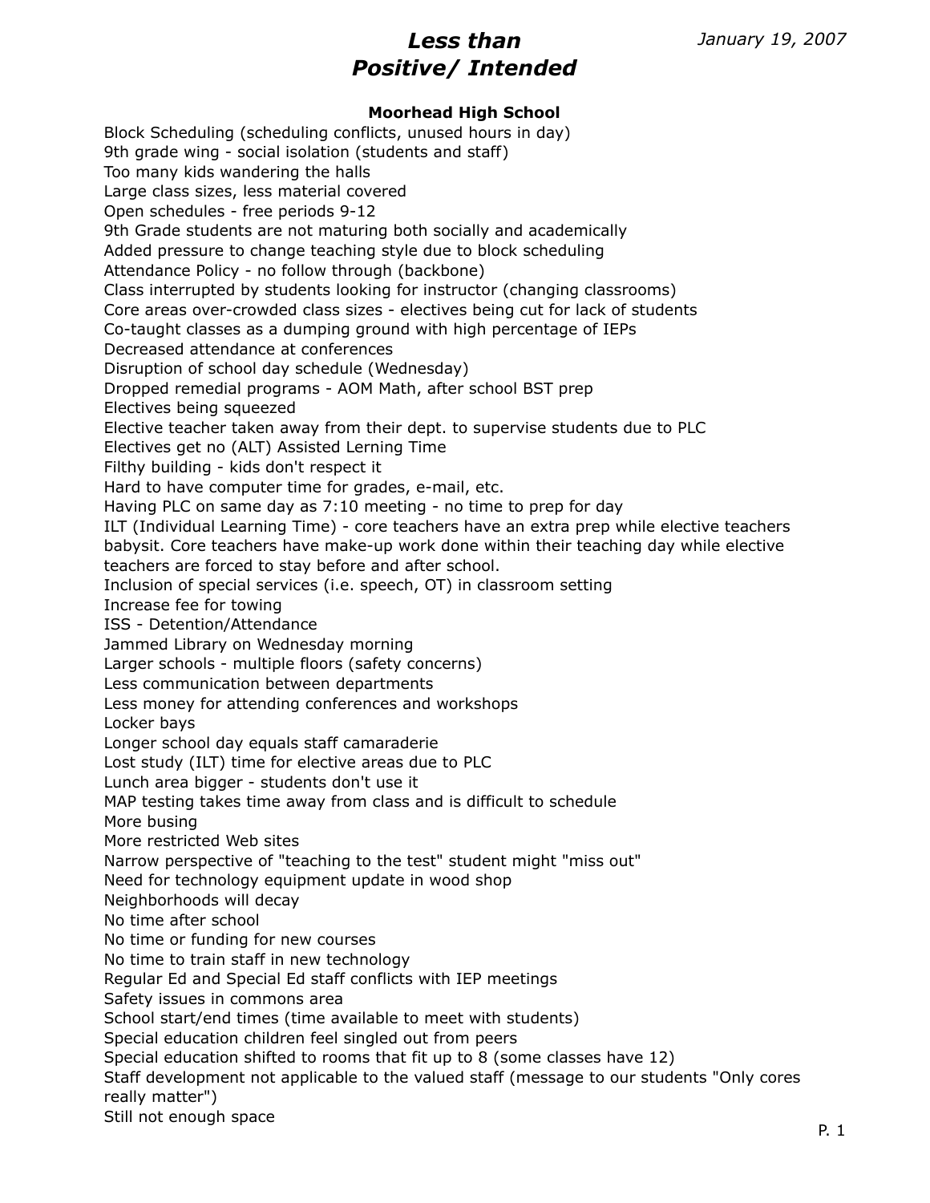# *Less than Positive/ Intended*

*January 19, 2007*

**Moorhead High School**

Block Scheduling (scheduling conflicts, unused hours in day)
9th grade wing - social isolation (students and staff)
Too many kids wandering the halls
Large class sizes, less material covered
Open schedules - free periods 9-12
9th Grade students are not maturing both socially and academically
Added pressure to change teaching style due to block scheduling
Attendance Policy - no follow through (backbone)
Class interrupted by students looking for instructor (changing classrooms)
Core areas over-crowded class sizes - electives being cut for lack of students
Co-taught classes as a dumping ground with high percentage of IEPs
Decreased attendance at conferences
Disruption of school day schedule (Wednesday)
Dropped remedial programs - AOM Math, after school BST prep
Electives being squeezed
Elective teacher taken away from their dept. to supervise students due to PLC
Electives get no (ALT) Assisted Lerning Time
Filthy building - kids don't respect it
Hard to have computer time for grades, e-mail, etc.
Having PLC on same day as 7:10 meeting - no time to prep for day
ILT (Individual Learning Time) - core teachers have an extra prep while elective teachers babysit. Core teachers have make-up work done within their teaching day while elective teachers are forced to stay before and after school.
Inclusion of special services (i.e. speech, OT) in classroom setting
Increase fee for towing
ISS - Detention/Attendance
Jammed Library on Wednesday morning
Larger schools - multiple floors (safety concerns)
Less communication between departments
Less money for attending conferences and workshops
Locker bays
Longer school day equals staff camaraderie
Lost study (ILT) time for elective areas due to PLC
Lunch area bigger - students don't use it
MAP testing takes time away from class and is difficult to schedule
More busing
More restricted Web sites
Narrow perspective of "teaching to the test" student might "miss out"
Need for technology equipment update in wood shop
Neighborhoods will decay
No time after school
No time or funding for new courses
No time to train staff in new technology
Regular Ed and Special Ed staff conflicts with IEP meetings
Safety issues in commons area
School start/end times (time available to meet with students)
Special education children feel singled out from peers
Special education shifted to rooms that fit up to 8 (some classes have 12)
Staff development not applicable to the valued staff (message to our students "Only cores really matter")
Still not enough space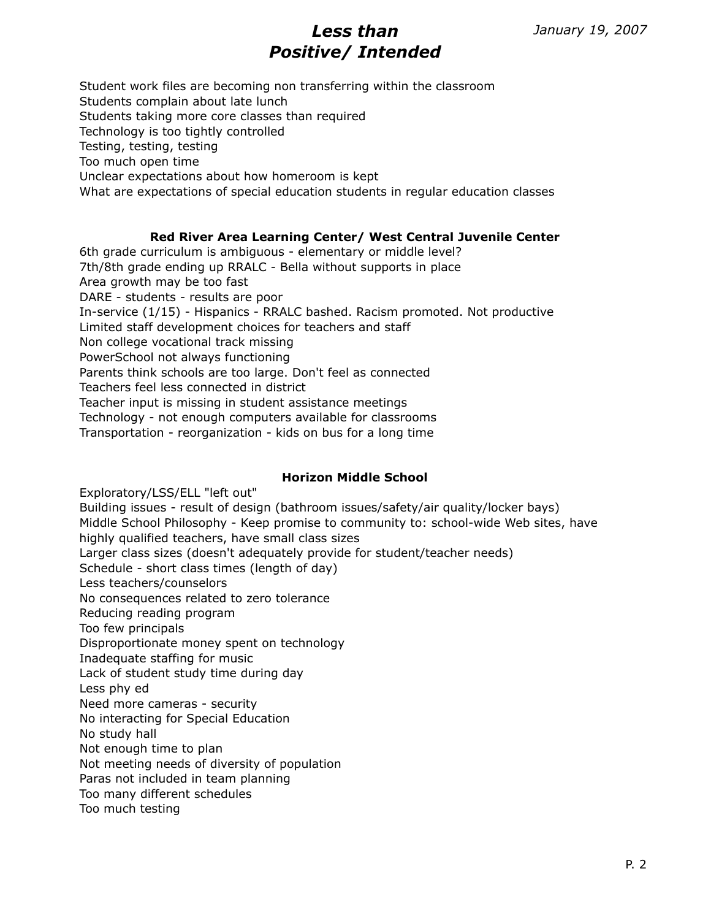# *Less than Positive/ Intended*

*January 19, 2007*

Student work files are becoming non transferring within the classroom
Students complain about late lunch
Students taking more core classes than required
Technology is too tightly controlled
Testing, testing, testing
Too much open time
Unclear expectations about how homeroom is kept
What are expectations of special education students in regular education classes

### Red River Area Learning Center/ West Central Juvenile Center

6th grade curriculum is ambiguous - elementary or middle level?
7th/8th grade ending up RRALC - Bella without supports in place
Area growth may be too fast
DARE - students - results are poor
In-service (1/15) - Hispanics - RRALC bashed. Racism promoted. Not productive
Limited staff development choices for teachers and staff
Non college vocational track missing
PowerSchool not always functioning
Parents think schools are too large. Don't feel as connected
Teachers feel less connected in district
Teacher input is missing in student assistance meetings
Technology - not enough computers available for classrooms
Transportation - reorganization - kids on bus for a long time

### Horizon Middle School

Exploratory/LSS/ELL "left out"
Building issues - result of design (bathroom issues/safety/air quality/locker bays)
Middle School Philosophy - Keep promise to community to: school-wide Web sites, have highly qualified teachers, have small class sizes
Larger class sizes (doesn't adequately provide for student/teacher needs)
Schedule - short class times (length of day)
Less teachers/counselors
No consequences related to zero tolerance
Reducing reading program
Too few principals
Disproportionate money spent on technology
Inadequate staffing for music
Lack of student study time during day
Less phy ed
Need more cameras - security
No interacting for Special Education
No study hall
Not enough time to plan
Not meeting needs of diversity of population
Paras not included in team planning
Too many different schedules
Too much testing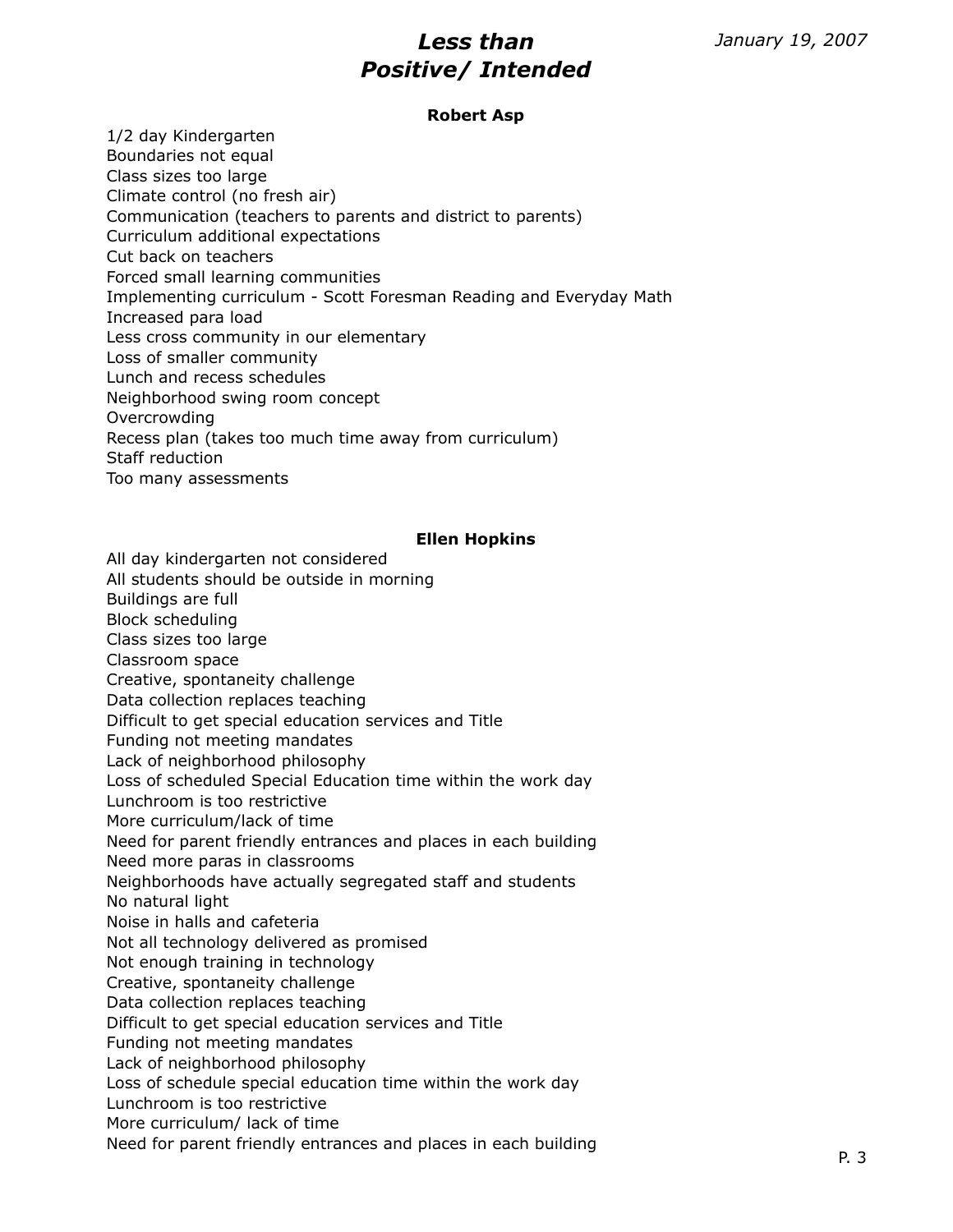# *Less than Positive/ Intended*

*January 19, 2007*

**Robert Asp**

1/2 day Kindergarten
Boundaries not equal
Class sizes too large
Climate control (no fresh air)
Communication (teachers to parents and district to parents)
Curriculum additional expectations
Cut back on teachers
Forced small learning communities
Implementing curriculum - Scott Foresman Reading and Everyday Math
Increased para load
Less cross community in our elementary
Loss of smaller community
Lunch and recess schedules
Neighborhood swing room concept
Overcrowding
Recess plan (takes too much time away from curriculum)
Staff reduction
Too many assessments

**Ellen Hopkins**

All day kindergarten not considered
All students should be outside in morning
Buildings are full
Block scheduling
Class sizes too large
Classroom space
Creative, spontaneity challenge
Data collection replaces teaching
Difficult to get special education services and Title
Funding not meeting mandates
Lack of neighborhood philosophy
Loss of scheduled Special Education time within the work day
Lunchroom is too restrictive
More curriculum/lack of time
Need for parent friendly entrances and places in each building
Need more paras in classrooms
Neighborhoods have actually segregated staff and students
No natural light
Noise in halls and cafeteria
Not all technology delivered as promised
Not enough training in technology
Creative, spontaneity challenge
Data collection replaces teaching
Difficult to get special education services and Title
Funding not meeting mandates
Lack of neighborhood philosophy
Loss of schedule special education time within the work day
Lunchroom is too restrictive
More curriculum/ lack of time
Need for parent friendly entrances and places in each building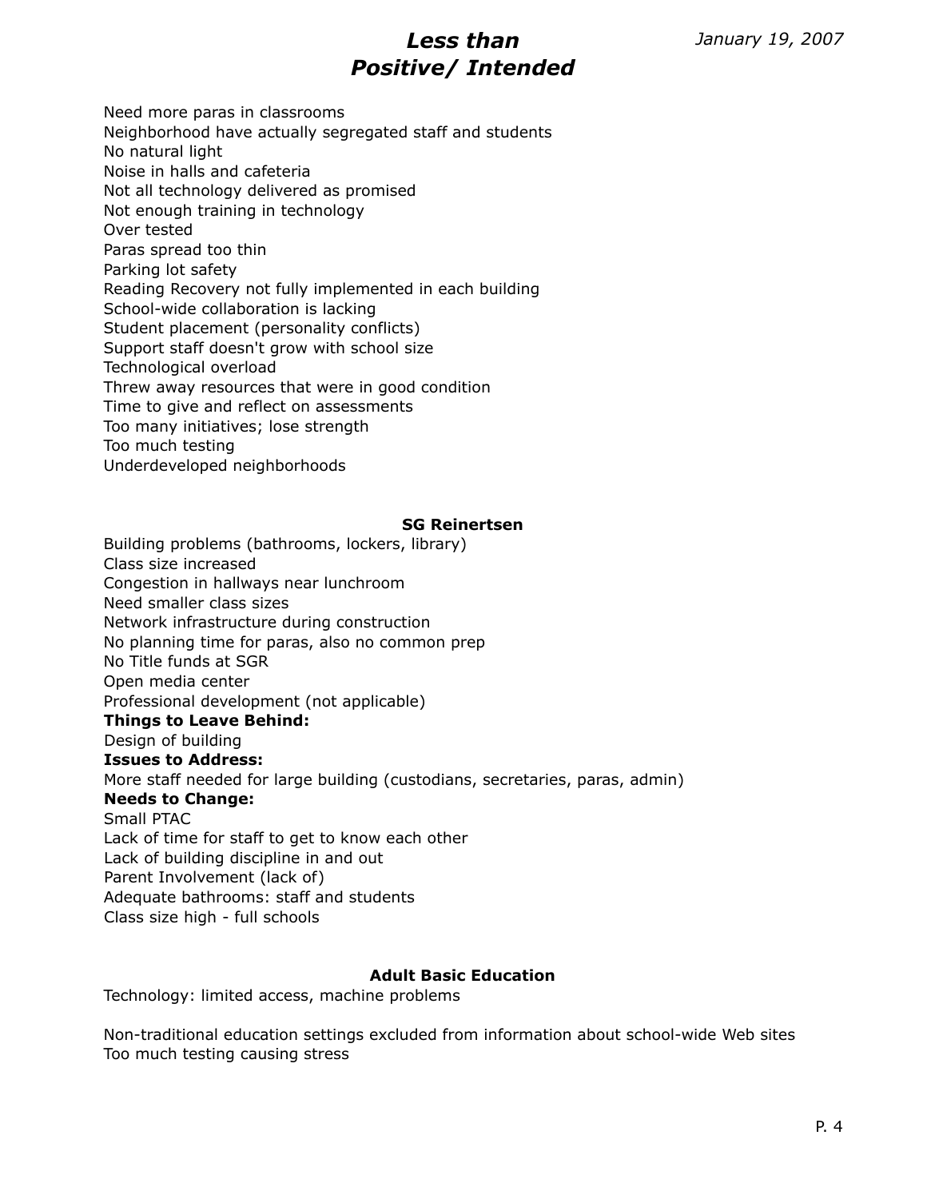# Less than Positive/ Intended

Need more paras in classrooms
Neighborhood have actually segregated staff and students
No natural light
Noise in halls and cafeteria
Not all technology delivered as promised
Not enough training in technology
Over tested
Paras spread too thin
Parking lot safety
Reading Recovery not fully implemented in each building
School-wide collaboration is lacking
Student placement (personality conflicts)
Support staff doesn't grow with school size
Technological overload
Threw away resources that were in good condition
Time to give and reflect on assessments
Too many initiatives; lose strength
Too much testing
Underdeveloped neighborhoods

### SG Reinertsen

Building problems (bathrooms, lockers, library)
Class size increased
Congestion in hallways near lunchroom
Need smaller class sizes
Network infrastructure during construction
No planning time for paras, also no common prep
No Title funds at SGR
Open media center
Professional development (not applicable)

**Things to Leave Behind:**
Design of building

**Issues to Address:**
More staff needed for large building (custodians, secretaries, paras, admin)

**Needs to Change:**
Small PTAC
Lack of time for staff to get to know each other
Lack of building discipline in and out
Parent Involvement (lack of)
Adequate bathrooms: staff and students
Class size high - full schools

### Adult Basic Education

Technology: limited access, machine problems

Non-traditional education settings excluded from information about school-wide Web sites
Too much testing causing stress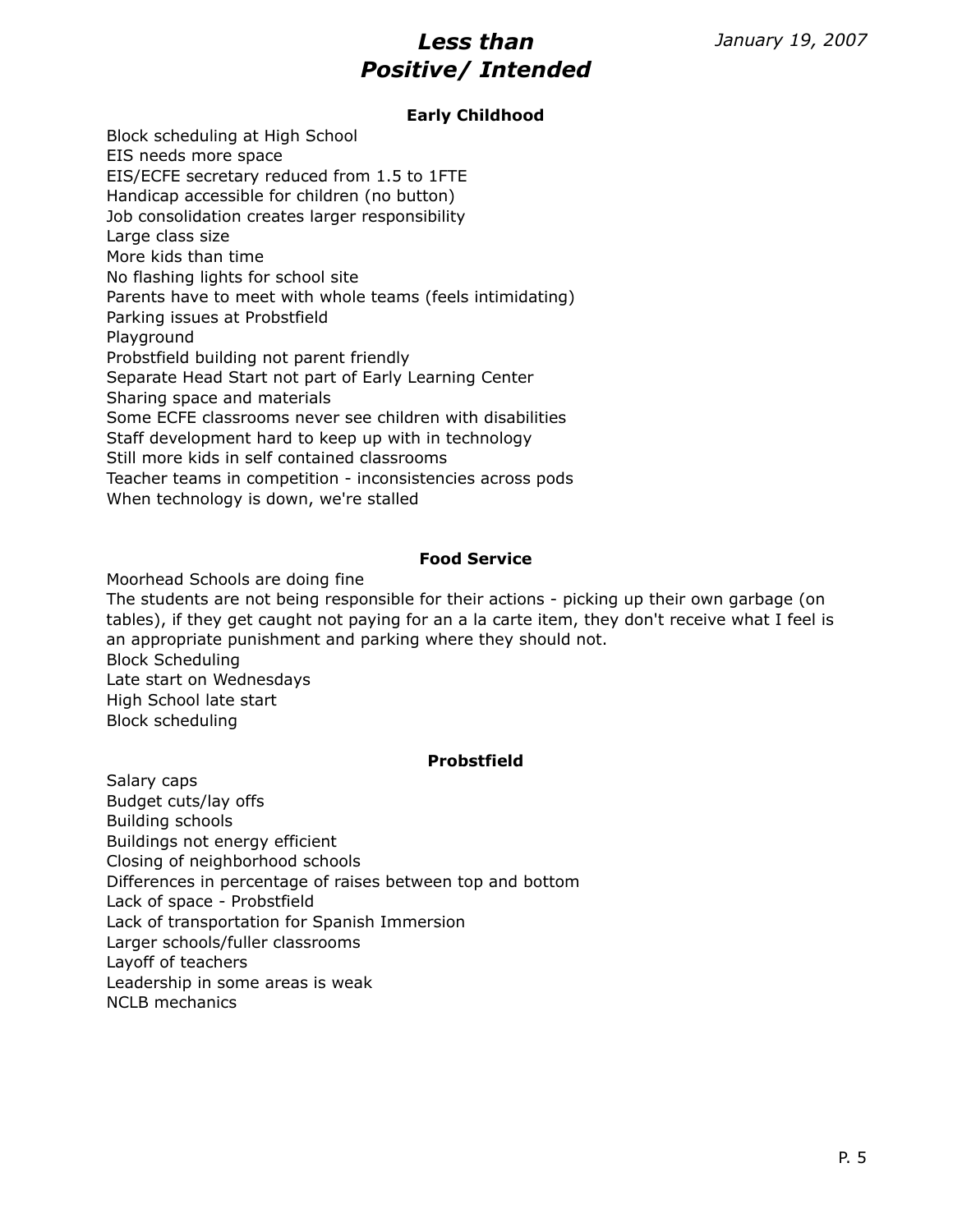# *Less than Positive/ Intended*

*January 19, 2007*

### Early Childhood

Block scheduling at High School
EIS needs more space
EIS/ECFE secretary reduced from 1.5 to 1FTE
Handicap accessible for children (no button)
Job consolidation creates larger responsibility
Large class size
More kids than time
No flashing lights for school site
Parents have to meet with whole teams (feels intimidating)
Parking issues at Probstfield
Playground
Probstfield building not parent friendly
Separate Head Start not part of Early Learning Center
Sharing space and materials
Some ECFE classrooms never see children with disabilities
Staff development hard to keep up with in technology
Still more kids in self contained classrooms
Teacher teams in competition - inconsistencies across pods
When technology is down, we're stalled

### Food Service

Moorhead Schools are doing fine
The students are not being responsible for their actions - picking up their own garbage (on tables), if they get caught not paying for an a la carte item, they don't receive what I feel is an appropriate punishment and parking where they should not.
Block Scheduling
Late start on Wednesdays
High School late start
Block scheduling

### Probstfield

Salary caps
Budget cuts/lay offs
Building schools
Buildings not energy efficient
Closing of neighborhood schools
Differences in percentage of raises between top and bottom
Lack of space - Probstfield
Lack of transportation for Spanish Immersion
Larger schools/fuller classrooms
Layoff of teachers
Leadership in some areas is weak
NCLB mechanics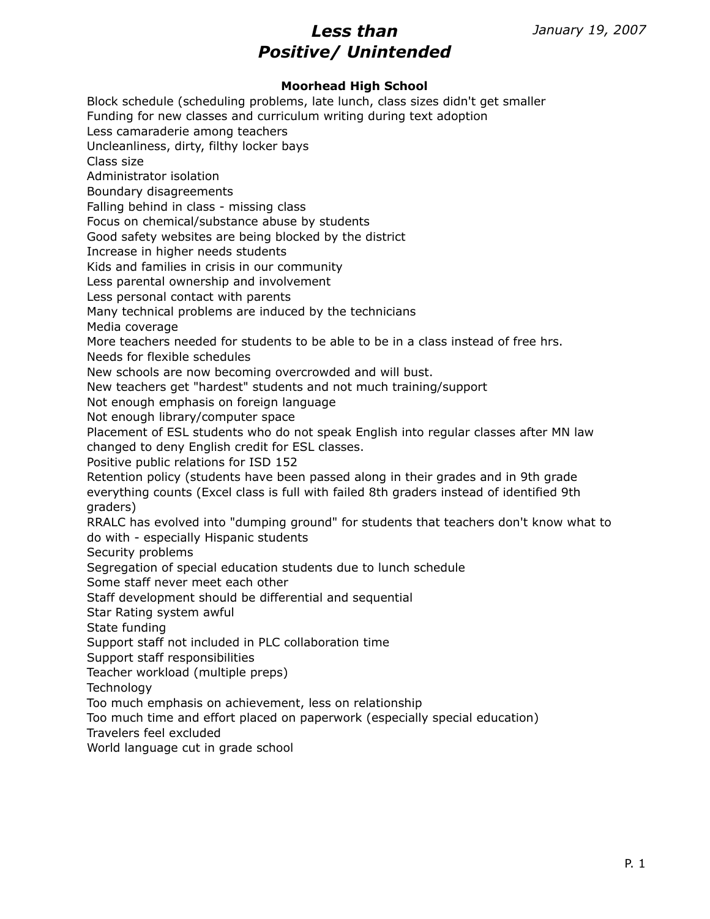# *Less than Positive/ Unintended*

*January 19, 2007*

**Moorhead High School**

Block schedule (scheduling problems, late lunch, class sizes didn't get smaller
Funding for new classes and curriculum writing during text adoption
Less camaraderie among teachers
Uncleanliness, dirty, filthy locker bays
Class size
Administrator isolation
Boundary disagreements
Falling behind in class - missing class
Focus on chemical/substance abuse by students
Good safety websites are being blocked by the district
Increase in higher needs students
Kids and families in crisis in our community
Less parental ownership and involvement
Less personal contact with parents
Many technical problems are induced by the technicians
Media coverage
More teachers needed for students to be able to be in a class instead of free hrs.
Needs for flexible schedules
New schools are now becoming overcrowded and will bust.
New teachers get "hardest" students and not much training/support
Not enough emphasis on foreign language
Not enough library/computer space
Placement of ESL students who do not speak English into regular classes after MN law changed to deny English credit for ESL classes.
Positive public relations for ISD 152
Retention policy (students have been passed along in their grades and in 9th grade everything counts (Excel class is full with failed 8th graders instead of identified 9th graders)
RRALC has evolved into "dumping ground" for students that teachers don't know what to do with - especially Hispanic students
Security problems
Segregation of special education students due to lunch schedule
Some staff never meet each other
Staff development should be differential and sequential
Star Rating system awful
State funding
Support staff not included in PLC collaboration time
Support staff responsibilities
Teacher workload (multiple preps)
Technology
Too much emphasis on achievement, less on relationship
Too much time and effort placed on paperwork (especially special education)
Travelers feel excluded
World language cut in grade school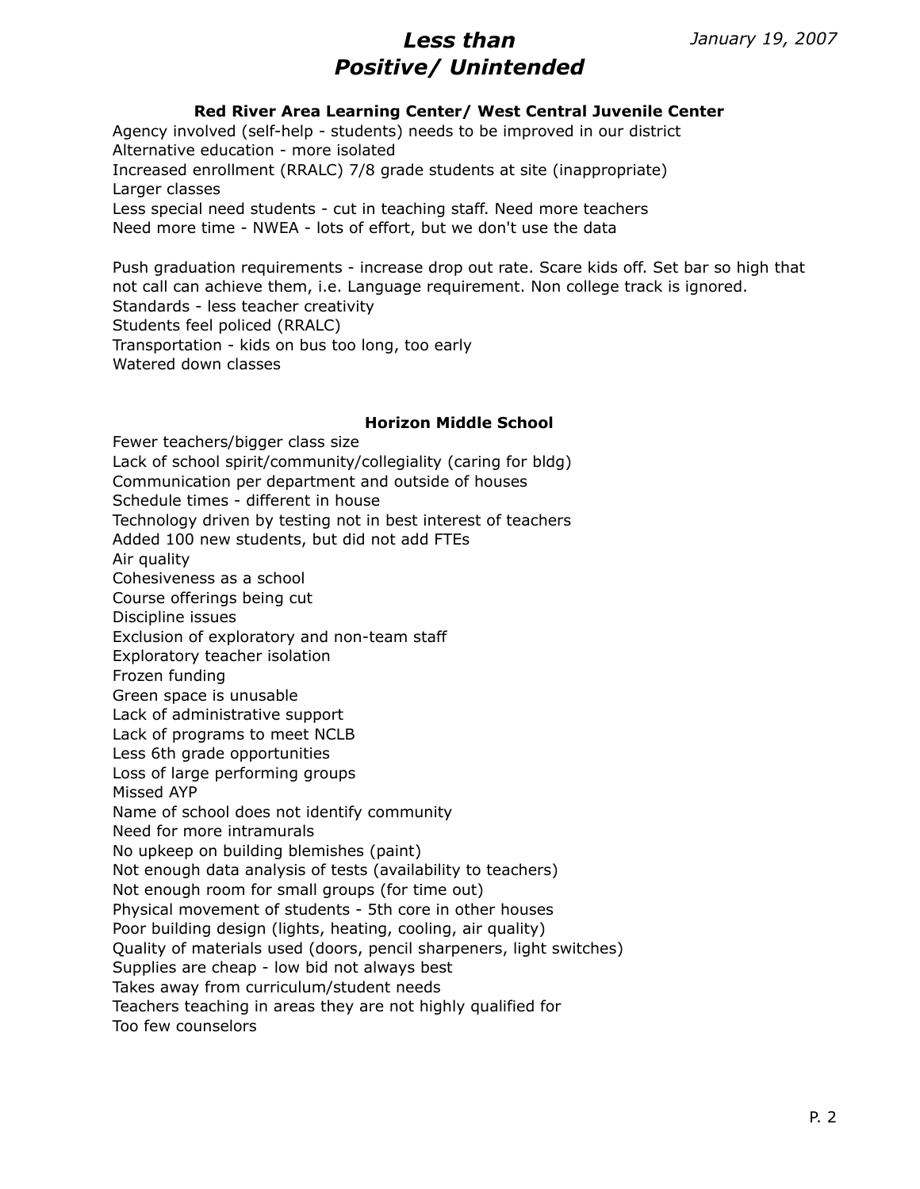# *Less than Positive/ Unintended*

*January 19, 2007*

### Red River Area Learning Center/ West Central Juvenile Center

Agency involved (self-help - students) needs to be improved in our district
Alternative education - more isolated
Increased enrollment (RRALC) 7/8 grade students at site (inappropriate)
Larger classes
Less special need students - cut in teaching staff. Need more teachers
Need more time - NWEA - lots of effort, but we don't use the data

Push graduation requirements - increase drop out rate. Scare kids off. Set bar so high that not call can achieve them, i.e. Language requirement. Non college track is ignored.
Standards - less teacher creativity
Students feel policed (RRALC)
Transportation - kids on bus too long, too early
Watered down classes

### Horizon Middle School

Fewer teachers/bigger class size
Lack of school spirit/community/collegiality (caring for bldg)
Communication per department and outside of houses
Schedule times - different in house
Technology driven by testing not in best interest of teachers
Added 100 new students, but did not add FTEs
Air quality
Cohesiveness as a school
Course offerings being cut
Discipline issues
Exclusion of exploratory and non-team staff
Exploratory teacher isolation
Frozen funding
Green space is unusable
Lack of administrative support
Lack of programs to meet NCLB
Less 6th grade opportunities
Loss of large performing groups
Missed AYP
Name of school does not identify community
Need for more intramurals
No upkeep on building blemishes (paint)
Not enough data analysis of tests (availability to teachers)
Not enough room for small groups (for time out)
Physical movement of students - 5th core in other houses
Poor building design (lights, heating, cooling, air quality)
Quality of materials used (doors, pencil sharpeners, light switches)
Supplies are cheap - low bid not always best
Takes away from curriculum/student needs
Teachers teaching in areas they are not highly qualified for
Too few counselors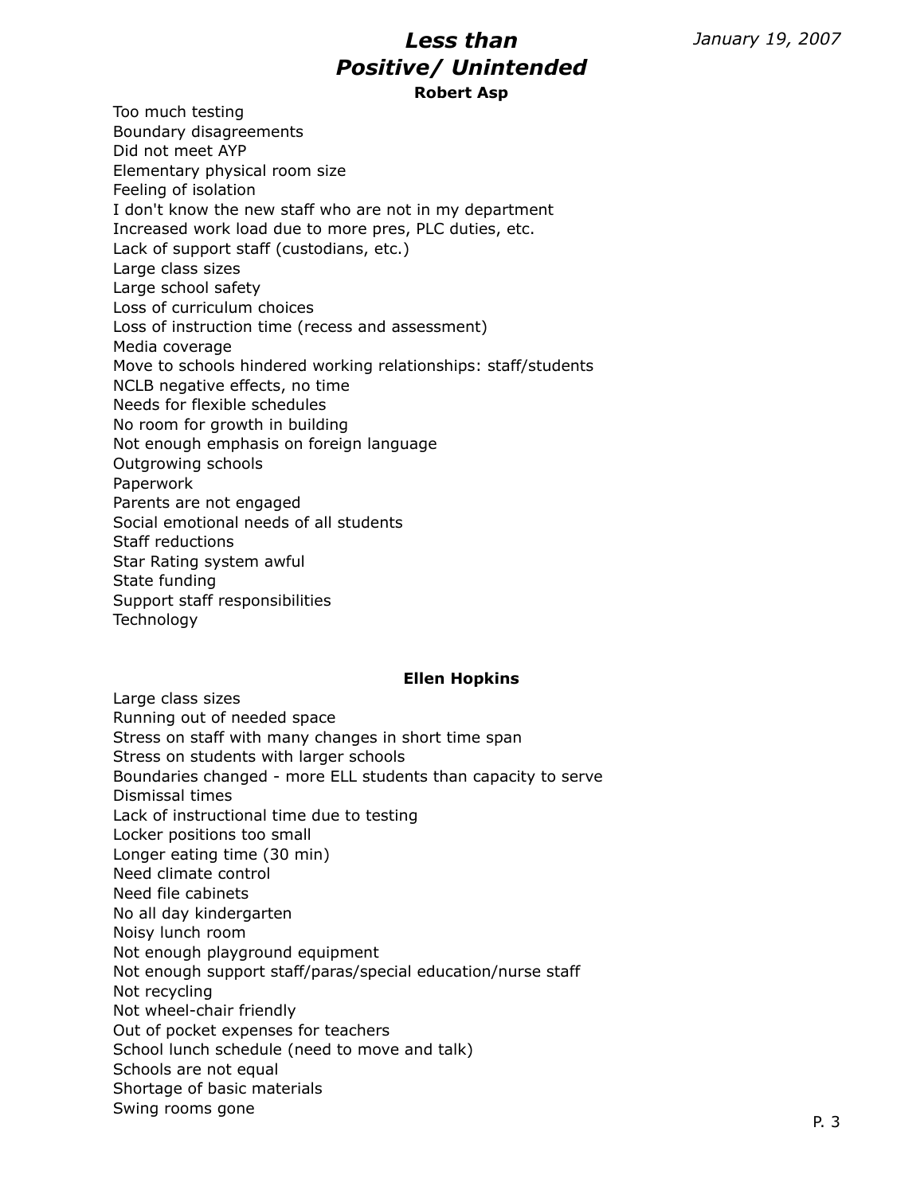# *Less than Positive/ Unintended*

January 19, 2007

### Robert Asp

Too much testing
Boundary disagreements
Did not meet AYP
Elementary physical room size
Feeling of isolation
I don't know the new staff who are not in my department
Increased work load due to more pres, PLC duties, etc.
Lack of support staff (custodians, etc.)
Large class sizes
Large school safety
Loss of curriculum choices
Loss of instruction time (recess and assessment)
Media coverage
Move to schools hindered working relationships: staff/students
NCLB negative effects, no time
Needs for flexible schedules
No room for growth in building
Not enough emphasis on foreign language
Outgrowing schools
Paperwork
Parents are not engaged
Social emotional needs of all students
Staff reductions
Star Rating system awful
State funding
Support staff responsibilities
Technology

### Ellen Hopkins

Large class sizes
Running out of needed space
Stress on staff with many changes in short time span
Stress on students with larger schools
Boundaries changed - more ELL students than capacity to serve
Dismissal times
Lack of instructional time due to testing
Locker positions too small
Longer eating time (30 min)
Need climate control
Need file cabinets
No all day kindergarten
Noisy lunch room
Not enough playground equipment
Not enough support staff/paras/special education/nurse staff
Not recycling
Not wheel-chair friendly
Out of pocket expenses for teachers
School lunch schedule (need to move and talk)
Schools are not equal
Shortage of basic materials
Swing rooms gone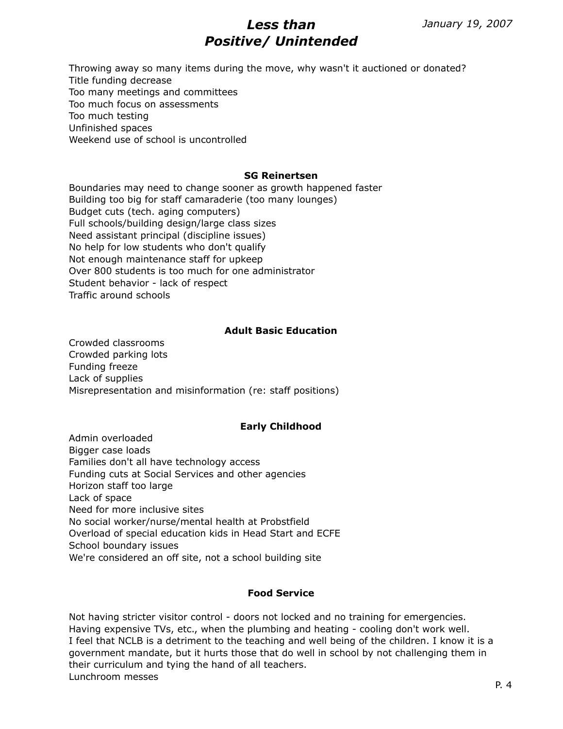# Less than Positive/ Unintended

Throwing away so many items during the move, why wasn't it auctioned or donated?
Title funding decrease
Too many meetings and committees
Too much focus on assessments
Too much testing
Unfinished spaces
Weekend use of school is uncontrolled

**SG Reinertsen**

Boundaries may need to change sooner as growth happened faster
Building too big for staff camaraderie (too many lounges)
Budget cuts (tech. aging computers)
Full schools/building design/large class sizes
Need assistant principal (discipline issues)
No help for low students who don't qualify
Not enough maintenance staff for upkeep
Over 800 students is too much for one administrator
Student behavior - lack of respect
Traffic around schools

**Adult Basic Education**

Crowded classrooms
Crowded parking lots
Funding freeze
Lack of supplies
Misrepresentation and misinformation (re: staff positions)

**Early Childhood**

Admin overloaded
Bigger case loads
Families don't all have technology access
Funding cuts at Social Services and other agencies
Horizon staff too large
Lack of space
Need for more inclusive sites
No social worker/nurse/mental health at Probstfield
Overload of special education kids in Head Start and ECFE
School boundary issues
We're considered an off site, not a school building site

**Food Service**

Not having stricter visitor control - doors not locked and no training for emergencies.
Having expensive TVs, etc., when the plumbing and heating - cooling don't work well.
I feel that NCLB is a detriment to the teaching and well being of the children. I know it is a government mandate, but it hurts those that do well in school by not challenging them in their curriculum and tying the hand of all teachers.
Lunchroom messes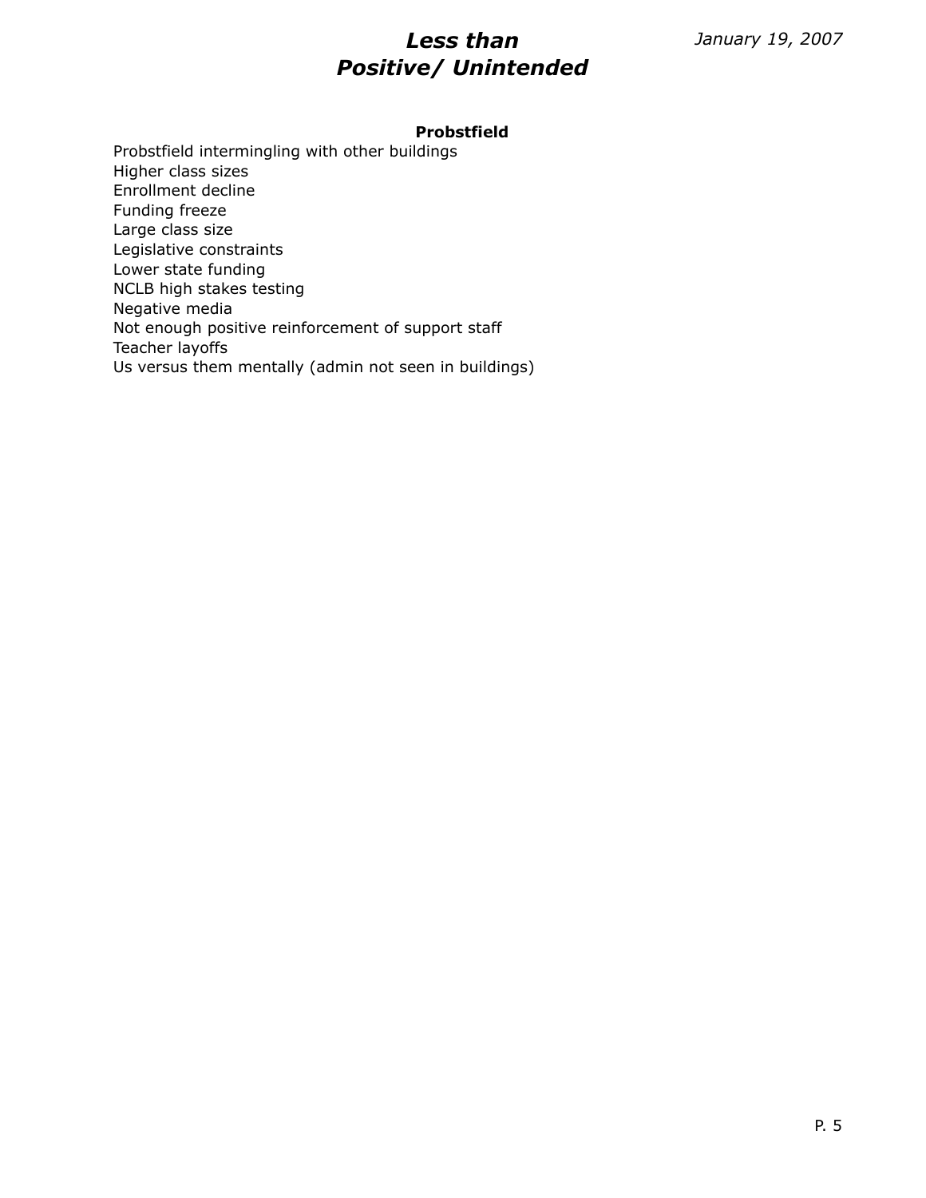# *Less than Positive/ Unintended*

*January 19, 2007*

**Probstfield**

Probstfield intermingling with other buildings
Higher class sizes
Enrollment decline
Funding freeze
Large class size
Legislative constraints
Lower state funding
NCLB high stakes testing
Negative media
Not enough positive reinforcement of support staff
Teacher layoffs
Us versus them mentally (admin not seen in buildings)